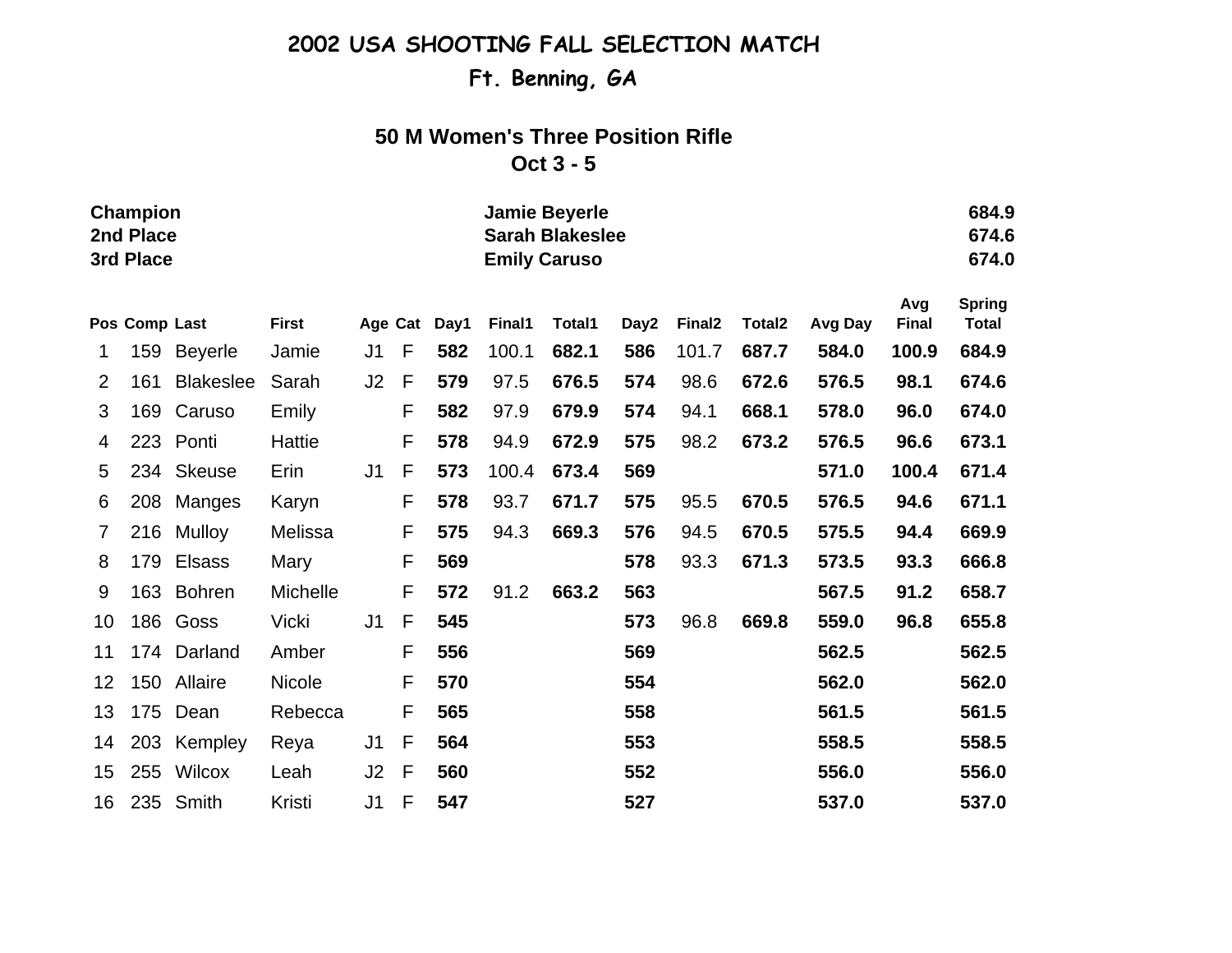# 2002 USA SHOOTING FALL SELECTION MATCH

## Ft. Benning, GA

### 50 M Women's Three Position Rifle

### Oct 3 - 5

| | | |
|---|---|---|
| **Champion** | **Jamie Beyerle** | **684.9** |
| **2nd Place** | **Sarah Blakeslee** | **674.6** |
| **3rd Place** | **Emily Caruso** | **674.0** |

| Pos | Comp | Last | First | Age | Cat | Day1 | Final1 | Total1 | Day2 | Final2 | Total2 | Avg Day | Avg Final | Spring Total |
|---|---|---|---|---|---|---|---|---|---|---|---|---|---|---|
| 1 | 159 | Beyerle | Jamie | J1 | F | **582** | 100.1 | **682.1** | **586** | 101.7 | **687.7** | **584.0** | **100.9** | **684.9** |
| 2 | 161 | Blakeslee | Sarah | J2 | F | **579** | 97.5 | **676.5** | **574** | 98.6 | **672.6** | **576.5** | **98.1** | **674.6** |
| 3 | 169 | Caruso | Emily | | F | **582** | 97.9 | **679.9** | **574** | 94.1 | **668.1** | **578.0** | **96.0** | **674.0** |
| 4 | 223 | Ponti | Hattie | | F | **578** | 94.9 | **672.9** | **575** | 98.2 | **673.2** | **576.5** | **96.6** | **673.1** |
| 5 | 234 | Skeuse | Erin | J1 | F | **573** | 100.4 | **673.4** | **569** | | | **571.0** | **100.4** | **671.4** |
| 6 | 208 | Manges | Karyn | | F | **578** | 93.7 | **671.7** | **575** | 95.5 | **670.5** | **576.5** | **94.6** | **671.1** |
| 7 | 216 | Mulloy | Melissa | | F | **575** | 94.3 | **669.3** | **576** | 94.5 | **670.5** | **575.5** | **94.4** | **669.9** |
| 8 | 179 | Elsass | Mary | | F | **569** | | | **578** | 93.3 | **671.3** | **573.5** | **93.3** | **666.8** |
| 9 | 163 | Bohren | Michelle | | F | **572** | 91.2 | **663.2** | **563** | | | **567.5** | **91.2** | **658.7** |
| 10 | 186 | Goss | Vicki | J1 | F | **545** | | | **573** | 96.8 | **669.8** | **559.0** | **96.8** | **655.8** |
| 11 | 174 | Darland | Amber | | F | **556** | | | **569** | | | **562.5** | | **562.5** |
| 12 | 150 | Allaire | Nicole | | F | **570** | | | **554** | | | **562.0** | | **562.0** |
| 13 | 175 | Dean | Rebecca | | F | **565** | | | **558** | | | **561.5** | | **561.5** |
| 14 | 203 | Kempley | Reya | J1 | F | **564** | | | **553** | | | **558.5** | | **558.5** |
| 15 | 255 | Wilcox | Leah | J2 | F | **560** | | | **552** | | | **556.0** | | **556.0** |
| 16 | 235 | Smith | Kristi | J1 | F | **547** | | | **527** | | | **537.0** | | **537.0** |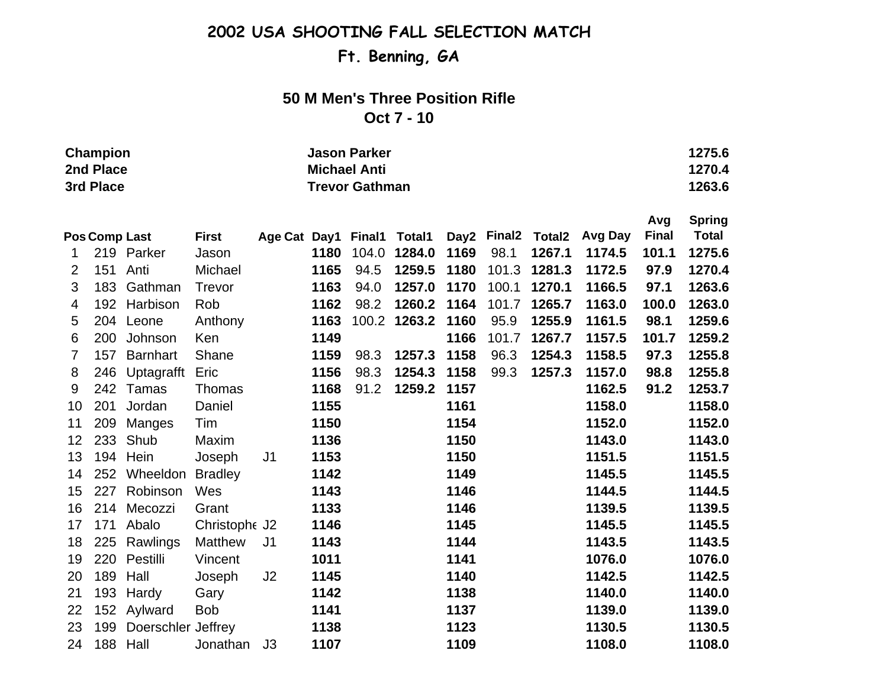# 2002 USA SHOOTING FALL SELECTION MATCH

## Ft. Benning, GA

### 50 M Men's Three Position Rifle

### Oct 7 - 10

| | | |
|---|---|---|
| **Champion** | **Jason Parker** | **1275.6** |
| **2nd Place** | **Michael Anti** | **1270.4** |
| **3rd Place** | **Trevor Gathman** | **1263.6** |

| Pos | Comp | Last | First | Age Cat | Day1 | Final1 | Total1 | Day2 | Final2 | Total2 | Avg Day | Avg Final | Spring Total |
|---|---|---|---|---|---|---|---|---|---|---|---|---|---|
| 1 | 219 | Parker | Jason | | **1180** | 104.0 | **1284.0** | **1169** | 98.1 | **1267.1** | **1174.5** | **101.1** | **1275.6** |
| 2 | 151 | Anti | Michael | | **1165** | 94.5 | **1259.5** | **1180** | 101.3 | **1281.3** | **1172.5** | **97.9** | **1270.4** |
| 3 | 183 | Gathman | Trevor | | **1163** | 94.0 | **1257.0** | **1170** | 100.1 | **1270.1** | **1166.5** | **97.1** | **1263.6** |
| 4 | 192 | Harbison | Rob | | **1162** | 98.2 | **1260.2** | **1164** | 101.7 | **1265.7** | **1163.0** | **100.0** | **1263.0** |
| 5 | 204 | Leone | Anthony | | **1163** | 100.2 | **1263.2** | **1160** | 95.9 | **1255.9** | **1161.5** | **98.1** | **1259.6** |
| 6 | 200 | Johnson | Ken | | **1149** | | | **1166** | 101.7 | **1267.7** | **1157.5** | **101.7** | **1259.2** |
| 7 | 157 | Barnhart | Shane | | **1159** | 98.3 | **1257.3** | **1158** | 96.3 | **1254.3** | **1158.5** | **97.3** | **1255.8** |
| 8 | 246 | Uptagrafft | Eric | | **1156** | 98.3 | **1254.3** | **1158** | 99.3 | **1257.3** | **1157.0** | **98.8** | **1255.8** |
| 9 | 242 | Tamas | Thomas | | **1168** | 91.2 | **1259.2** | **1157** | | | **1162.5** | **91.2** | **1253.7** |
| 10 | 201 | Jordan | Daniel | | **1155** | | | **1161** | | | **1158.0** | | **1158.0** |
| 11 | 209 | Manges | Tim | | **1150** | | | **1154** | | | **1152.0** | | **1152.0** |
| 12 | 233 | Shub | Maxim | | **1136** | | | **1150** | | | **1143.0** | | **1143.0** |
| 13 | 194 | Hein | Joseph | J1 | **1153** | | | **1150** | | | **1151.5** | | **1151.5** |
| 14 | 252 | Wheeldon | Bradley | | **1142** | | | **1149** | | | **1145.5** | | **1145.5** |
| 15 | 227 | Robinson | Wes | | **1143** | | | **1146** | | | **1144.5** | | **1144.5** |
| 16 | 214 | Mecozzi | Grant | | **1133** | | | **1146** | | | **1139.5** | | **1139.5** |
| 17 | 171 | Abalo | Christophe | J2 | **1146** | | | **1145** | | | **1145.5** | | **1145.5** |
| 18 | 225 | Rawlings | Matthew | J1 | **1143** | | | **1144** | | | **1143.5** | | **1143.5** |
| 19 | 220 | Pestilli | Vincent | | **1011** | | | **1141** | | | **1076.0** | | **1076.0** |
| 20 | 189 | Hall | Joseph | J2 | **1145** | | | **1140** | | | **1142.5** | | **1142.5** |
| 21 | 193 | Hardy | Gary | | **1142** | | | **1138** | | | **1140.0** | | **1140.0** |
| 22 | 152 | Aylward | Bob | | **1141** | | | **1137** | | | **1139.0** | | **1139.0** |
| 23 | 199 | Doerschler | Jeffrey | | **1138** | | | **1123** | | | **1130.5** | | **1130.5** |
| 24 | 188 | Hall | Jonathan | J3 | **1107** | | | **1109** | | | **1108.0** | | **1108.0** |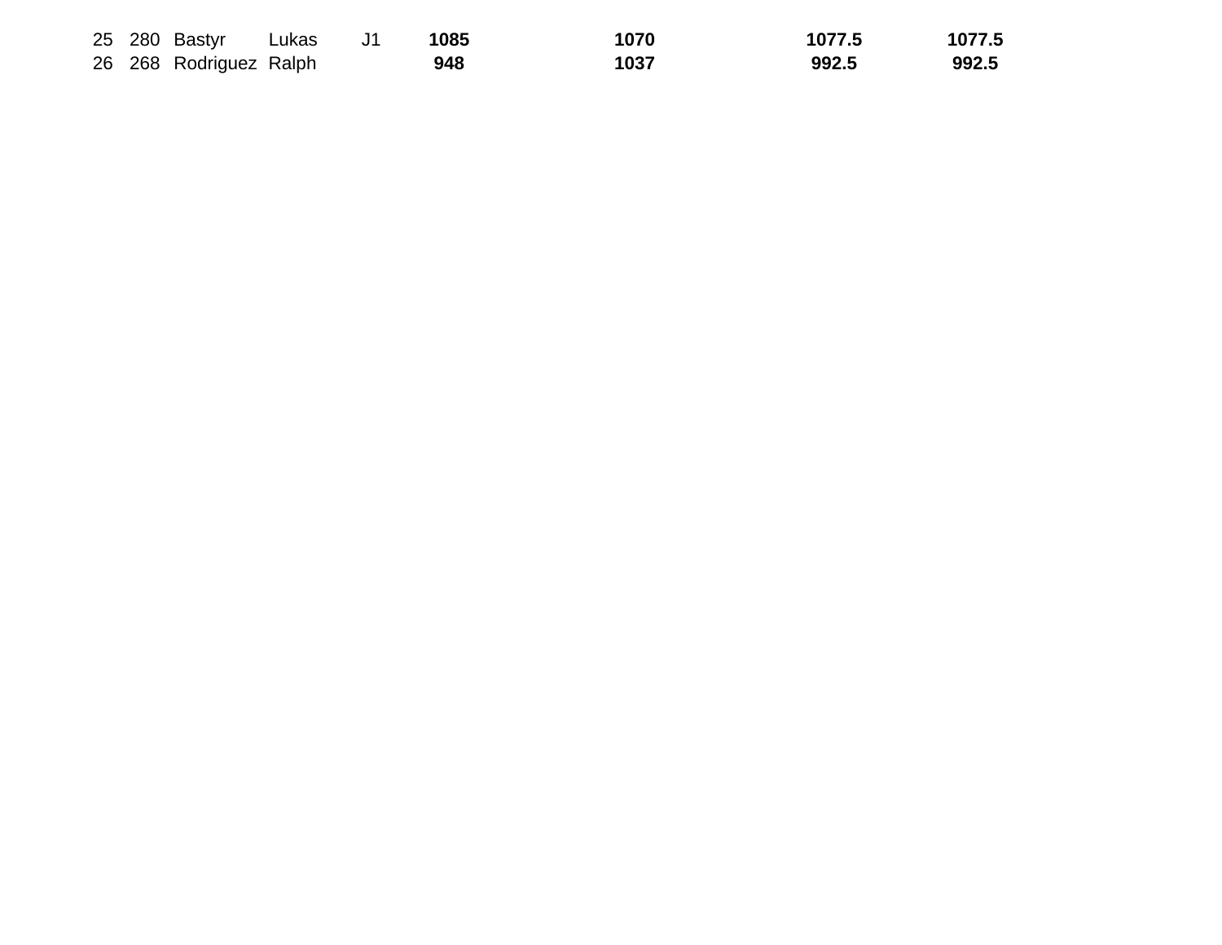| | | | | | | | | |
|---|---|---|---|---|---|---|---|---|
| 25 | 280 | Bastyr | Lukas | J1 | **1085** | **1070** | **1077.5** | **1077.5** |
| 26 | 268 | Rodriguez | Ralph | | **948** | **1037** | **992.5** | **992.5** |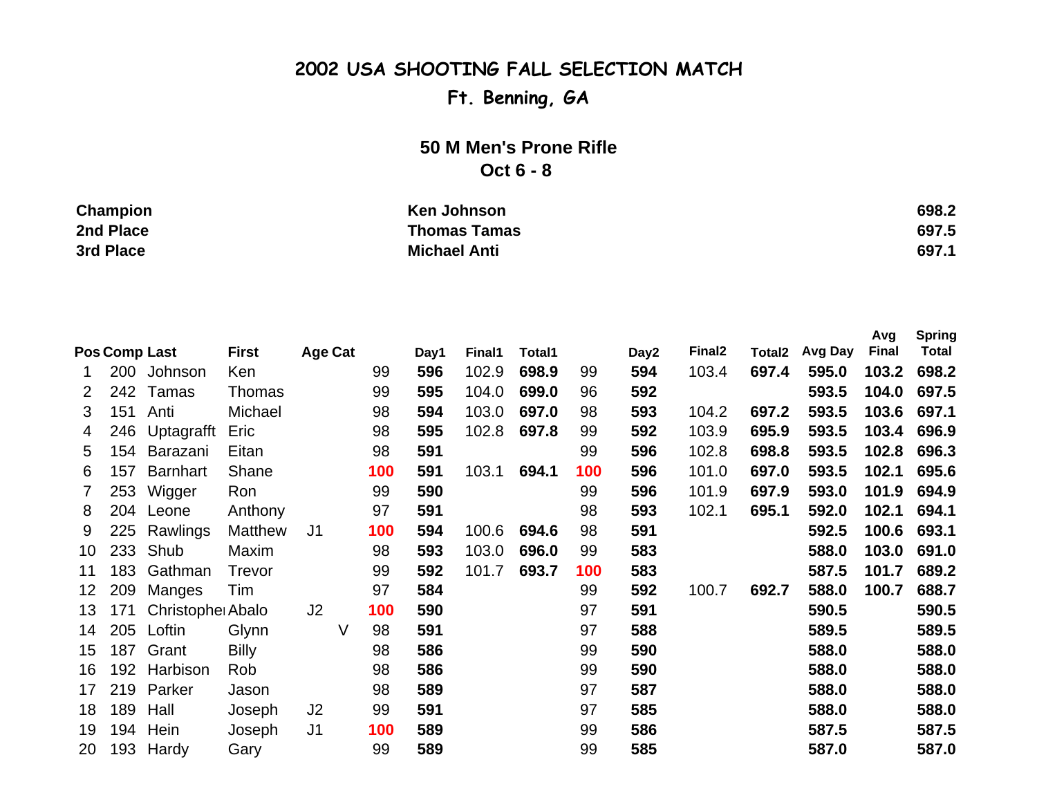# 2002 USA SHOOTING FALL SELECTION MATCH

## Ft. Benning, GA

### 50 M Men's Prone Rifle

### Oct 6 - 8

| | | |
|---|---|---|
| **Champion** | **Ken Johnson** | **698.2** |
| **2nd Place** | **Thomas Tamas** | **697.5** |
| **3rd Place** | **Michael Anti** | **697.1** |

| Pos | Comp | Last | First | Age | Cat | | Day1 | Final1 | Total1 | | Day2 | Final2 | Total2 | Avg Day | Avg Final | Spring Total |
|---|---|---|---|---|---|---|---|---|---|---|---|---|---|---|---|---|
| 1 | 200 | Johnson | Ken | | | 99 | **596** | 102.9 | **698.9** | 99 | **594** | 103.4 | **697.4** | **595.0** | **103.2** | **698.2** |
| 2 | 242 | Tamas | Thomas | | | 99 | **595** | 104.0 | **699.0** | 96 | **592** | | | **593.5** | **104.0** | **697.5** |
| 3 | 151 | Anti | Michael | | | 98 | **594** | 103.0 | **697.0** | 98 | **593** | 104.2 | **697.2** | **593.5** | **103.6** | **697.1** |
| 4 | 246 | Uptagrafft | Eric | | | 98 | **595** | 102.8 | **697.8** | 99 | **592** | 103.9 | **695.9** | **593.5** | **103.4** | **696.9** |
| 5 | 154 | Barazani | Eitan | | | 98 | **591** | | | 99 | **596** | 102.8 | **698.8** | **593.5** | **102.8** | **696.3** |
| 6 | 157 | Barnhart | Shane | | | 100 | **591** | 103.1 | **694.1** | 100 | **596** | 101.0 | **697.0** | **593.5** | **102.1** | **695.6** |
| 7 | 253 | Wigger | Ron | | | 99 | **590** | | | 99 | **596** | 101.9 | **697.9** | **593.0** | **101.9** | **694.9** |
| 8 | 204 | Leone | Anthony | | | 97 | **591** | | | 98 | **593** | 102.1 | **695.1** | **592.0** | **102.1** | **694.1** |
| 9 | 225 | Rawlings | Matthew | J1 | | 100 | **594** | 100.6 | **694.6** | 98 | **591** | | | **592.5** | **100.6** | **693.1** |
| 10 | 233 | Shub | Maxim | | | 98 | **593** | 103.0 | **696.0** | 99 | **583** | | | **588.0** | **103.0** | **691.0** |
| 11 | 183 | Gathman | Trevor | | | 99 | **592** | 101.7 | **693.7** | 100 | **583** | | | **587.5** | **101.7** | **689.2** |
| 12 | 209 | Manges | Tim | | | 97 | **584** | | | 99 | **592** | 100.7 | **692.7** | **588.0** | **100.7** | **688.7** |
| 13 | 171 | Christopher | Abalo | J2 | | 100 | **590** | | | 97 | **591** | | | **590.5** | | **590.5** |
| 14 | 205 | Loftin | Glynn | | V | 98 | **591** | | | 97 | **588** | | | **589.5** | | **589.5** |
| 15 | 187 | Grant | Billy | | | 98 | **586** | | | 99 | **590** | | | **588.0** | | **588.0** |
| 16 | 192 | Harbison | Rob | | | 98 | **586** | | | 99 | **590** | | | **588.0** | | **588.0** |
| 17 | 219 | Parker | Jason | | | 98 | **589** | | | 97 | **587** | | | **588.0** | | **588.0** |
| 18 | 189 | Hall | Joseph | J2 | | 99 | **591** | | | 97 | **585** | | | **588.0** | | **588.0** |
| 19 | 194 | Hein | Joseph | J1 | | 100 | **589** | | | 99 | **586** | | | **587.5** | | **587.5** |
| 20 | 193 | Hardy | Gary | | | 99 | **589** | | | 99 | **585** | | | **587.0** | | **587.0** |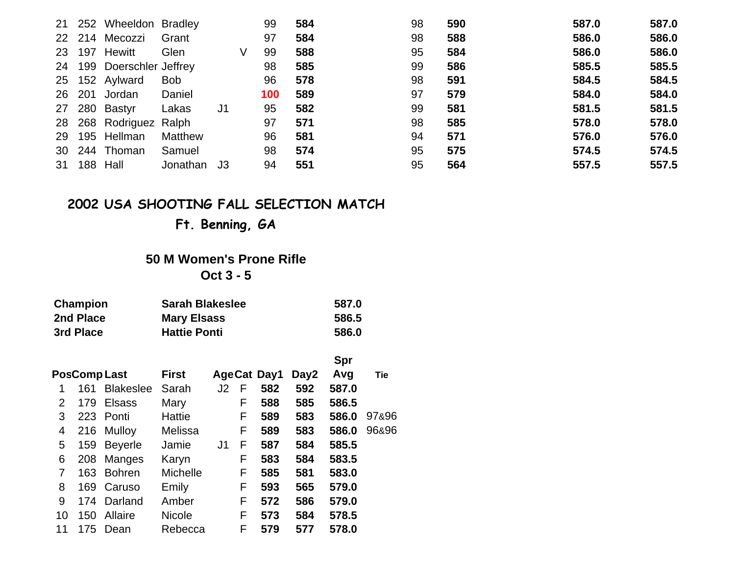| | | | | | | | | | | | |
|---|---|---|---|---|---|---|---|---|---|---|---|
| 21 | 252 | Wheeldon | Bradley | | | 99 | **584** | 98 | **590** | **587.0** | **587.0** |
| 22 | 214 | Mecozzi | Grant | | | 97 | **584** | 98 | **588** | **586.0** | **586.0** |
| 23 | 197 | Hewitt | Glen | | V | 99 | **588** | 95 | **584** | **586.0** | **586.0** |
| 24 | 199 | Doerschler | Jeffrey | | | 98 | **585** | 99 | **586** | **585.5** | **585.5** |
| 25 | 152 | Aylward | Bob | | | 96 | **578** | 98 | **591** | **584.5** | **584.5** |
| 26 | 201 | Jordan | Daniel | | | **100** | **589** | 97 | **579** | **584.0** | **584.0** |
| 27 | 280 | Bastyr | Lakas | J1 | | 95 | **582** | 99 | **581** | **581.5** | **581.5** |
| 28 | 268 | Rodriguez | Ralph | | | 97 | **571** | 98 | **585** | **578.0** | **578.0** |
| 29 | 195 | Hellman | Matthew | | | 96 | **581** | 94 | **571** | **576.0** | **576.0** |
| 30 | 244 | Thoman | Samuel | | | 98 | **574** | 95 | **575** | **574.5** | **574.5** |
| 31 | 188 | Hall | Jonathan | J3 | | 94 | **551** | 95 | **564** | **557.5** | **557.5** |

# 2002 USA SHOOTING FALL SELECTION MATCH

## Ft. Benning, GA

### 50 M Women's Prone Rifle
### Oct 3 - 5

| | | |
|---|---|---|
| **Champion** | **Sarah Blakeslee** | **587.0** |
| **2nd Place** | **Mary Elsass** | **586.5** |
| **3rd Place** | **Hattie Ponti** | **586.0** |

| Pos | Comp | Last | First | Age | Cat | Day1 | Day2 | Spr Avg | Tie |
|---|---|---|---|---|---|---|---|---|---|
| 1 | 161 | Blakeslee | Sarah | J2 | F | **582** | **592** | **587.0** | |
| 2 | 179 | Elsass | Mary | | F | **588** | **585** | **586.5** | |
| 3 | 223 | Ponti | Hattie | | F | **589** | **583** | **586.0** | 97&96 |
| 4 | 216 | Mulloy | Melissa | | F | **589** | **583** | **586.0** | 96&96 |
| 5 | 159 | Beyerle | Jamie | J1 | F | **587** | **584** | **585.5** | |
| 6 | 208 | Manges | Karyn | | F | **583** | **584** | **583.5** | |
| 7 | 163 | Bohren | Michelle | | F | **585** | **581** | **583.0** | |
| 8 | 169 | Caruso | Emily | | F | **593** | **565** | **579.0** | |
| 9 | 174 | Darland | Amber | | F | **572** | **586** | **579.0** | |
| 10 | 150 | Allaire | Nicole | | F | **573** | **584** | **578.5** | |
| 11 | 175 | Dean | Rebecca | | F | **579** | **577** | **578.0** | |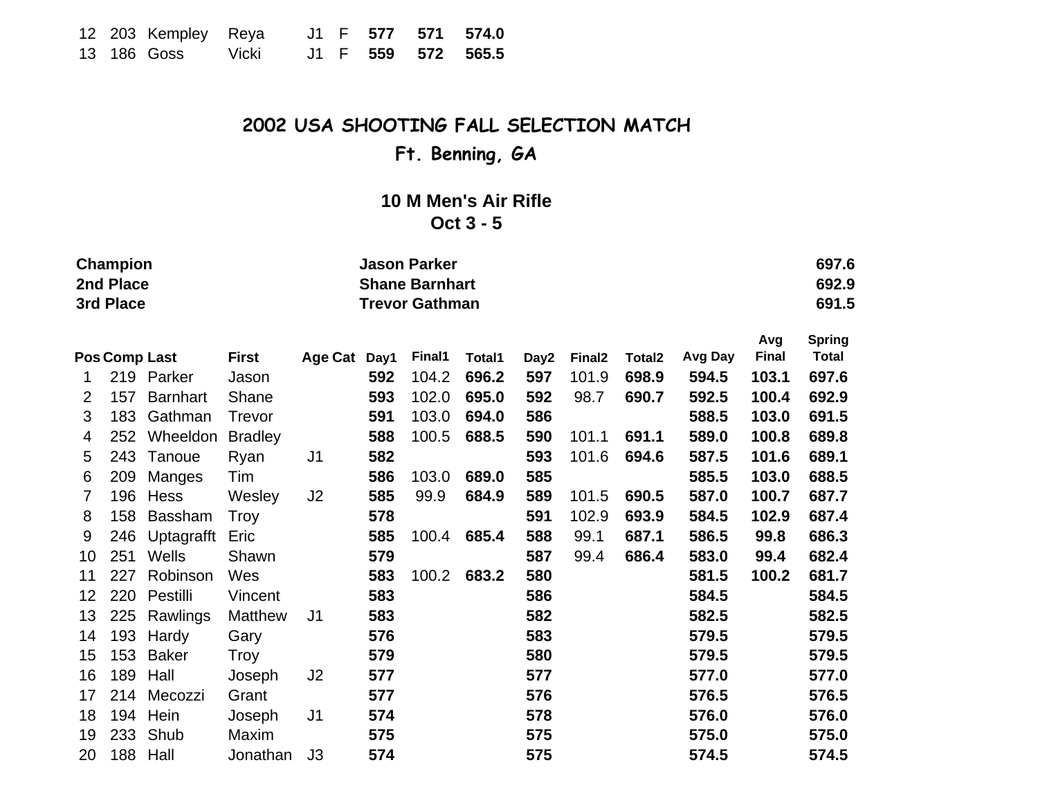| | | | | | | | | |
|---|---|---|---|---|---|---|---|---|
| 12 | 203 | Kempley | Reya | J1 | F | **577** | **571** | **574.0** |
| 13 | 186 | Goss | Vicki | J1 | F | **559** | **572** | **565.5** |

# 2002 USA SHOOTING FALL SELECTION MATCH

## Ft. Benning, GA

### 10 M Men's Air Rifle
### Oct 3 - 5

| | | |
|---|---|---|
| **Champion** | **Jason Parker** | **697.6** |
| **2nd Place** | **Shane Barnhart** | **692.9** |
| **3rd Place** | **Trevor Gathman** | **691.5** |

| Pos | Comp | Last | First | Age Cat | Day1 | Final1 | Total1 | Day2 | Final2 | Total2 | Avg Day | Avg Final | Spring Total |
|---|---|---|---|---|---|---|---|---|---|---|---|---|---|
| 1 | 219 | Parker | Jason | | **592** | 104.2 | **696.2** | **597** | 101.9 | **698.9** | **594.5** | **103.1** | **697.6** |
| 2 | 157 | Barnhart | Shane | | **593** | 102.0 | **695.0** | **592** | 98.7 | **690.7** | **592.5** | **100.4** | **692.9** |
| 3 | 183 | Gathman | Trevor | | **591** | 103.0 | **694.0** | **586** | | | **588.5** | **103.0** | **691.5** |
| 4 | 252 | Wheeldon | Bradley | | **588** | 100.5 | **688.5** | **590** | 101.1 | **691.1** | **589.0** | **100.8** | **689.8** |
| 5 | 243 | Tanoue | Ryan | J1 | **582** | | | **593** | 101.6 | **694.6** | **587.5** | **101.6** | **689.1** |
| 6 | 209 | Manges | Tim | | **586** | 103.0 | **689.0** | **585** | | | **585.5** | **103.0** | **688.5** |
| 7 | 196 | Hess | Wesley | J2 | **585** | 99.9 | **684.9** | **589** | 101.5 | **690.5** | **587.0** | **100.7** | **687.7** |
| 8 | 158 | Bassham | Troy | | **578** | | | **591** | 102.9 | **693.9** | **584.5** | **102.9** | **687.4** |
| 9 | 246 | Uptagrafft | Eric | | **585** | 100.4 | **685.4** | **588** | 99.1 | **687.1** | **586.5** | **99.8** | **686.3** |
| 10 | 251 | Wells | Shawn | | **579** | | | **587** | 99.4 | **686.4** | **583.0** | **99.4** | **682.4** |
| 11 | 227 | Robinson | Wes | | **583** | 100.2 | **683.2** | **580** | | | **581.5** | **100.2** | **681.7** |
| 12 | 220 | Pestilli | Vincent | | **583** | | | **586** | | | **584.5** | | **584.5** |
| 13 | 225 | Rawlings | Matthew | J1 | **583** | | | **582** | | | **582.5** | | **582.5** |
| 14 | 193 | Hardy | Gary | | **576** | | | **583** | | | **579.5** | | **579.5** |
| 15 | 153 | Baker | Troy | | **579** | | | **580** | | | **579.5** | | **579.5** |
| 16 | 189 | Hall | Joseph | J2 | **577** | | | **577** | | | **577.0** | | **577.0** |
| 17 | 214 | Mecozzi | Grant | | **577** | | | **576** | | | **576.5** | | **576.5** |
| 18 | 194 | Hein | Joseph | J1 | **574** | | | **578** | | | **576.0** | | **576.0** |
| 19 | 233 | Shub | Maxim | | **575** | | | **575** | | | **575.0** | | **575.0** |
| 20 | 188 | Hall | Jonathan | J3 | **574** | | | **575** | | | **574.5** | | **574.5** |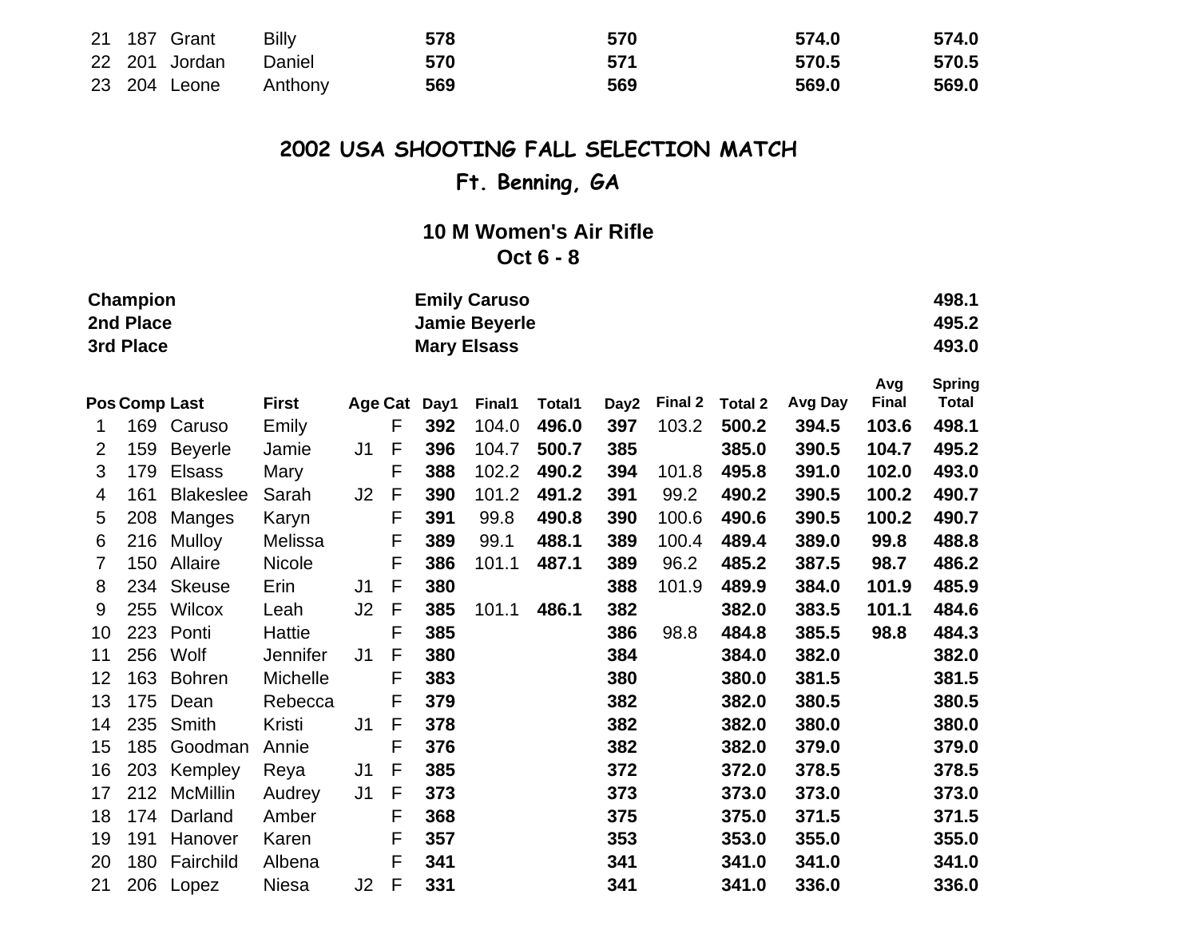| 21 | 187 | Grant | Billy | | | 578 | | | 570 | | | 574.0 | | 574.0 |
|---|---|---|---|---|---|---|---|---|---|---|---|---|---|---|
| 22 | 201 | Jordan | Daniel | | | 570 | | | 571 | | | 570.5 | | 570.5 |
| 23 | 204 | Leone | Anthony | | | 569 | | | 569 | | | 569.0 | | 569.0 |

# 2002 USA SHOOTING FALL SELECTION MATCH

## Ft. Benning, GA

### 10 M Women's Air Rifle

### Oct 6 - 8

| | | |
|---|---|---|
| **Champion** | **Emily Caruso** | **498.1** |
| **2nd Place** | **Jamie Beyerle** | **495.2** |
| **3rd Place** | **Mary Elsass** | **493.0** |

| Pos | Comp | Last | First | Age | Cat | Day1 | Final1 | Total1 | Day2 | Final 2 | Total 2 | Avg Day | Avg Final | Spring Total |
|---|---|---|---|---|---|---|---|---|---|---|---|---|---|---|
| 1 | 169 | Caruso | Emily | | F | 392 | 104.0 | 496.0 | 397 | 103.2 | 500.2 | 394.5 | 103.6 | 498.1 |
| 2 | 159 | Beyerle | Jamie | J1 | F | 396 | 104.7 | 500.7 | 385 | | 385.0 | 390.5 | 104.7 | 495.2 |
| 3 | 179 | Elsass | Mary | | F | 388 | 102.2 | 490.2 | 394 | 101.8 | 495.8 | 391.0 | 102.0 | 493.0 |
| 4 | 161 | Blakeslee | Sarah | J2 | F | 390 | 101.2 | 491.2 | 391 | 99.2 | 490.2 | 390.5 | 100.2 | 490.7 |
| 5 | 208 | Manges | Karyn | | F | 391 | 99.8 | 490.8 | 390 | 100.6 | 490.6 | 390.5 | 100.2 | 490.7 |
| 6 | 216 | Mulloy | Melissa | | F | 389 | 99.1 | 488.1 | 389 | 100.4 | 489.4 | 389.0 | 99.8 | 488.8 |
| 7 | 150 | Allaire | Nicole | | F | 386 | 101.1 | 487.1 | 389 | 96.2 | 485.2 | 387.5 | 98.7 | 486.2 |
| 8 | 234 | Skeuse | Erin | J1 | F | 380 | | | 388 | 101.9 | 489.9 | 384.0 | 101.9 | 485.9 |
| 9 | 255 | Wilcox | Leah | J2 | F | 385 | 101.1 | 486.1 | 382 | | 382.0 | 383.5 | 101.1 | 484.6 |
| 10 | 223 | Ponti | Hattie | | F | 385 | | | 386 | 98.8 | 484.8 | 385.5 | 98.8 | 484.3 |
| 11 | 256 | Wolf | Jennifer | J1 | F | 380 | | | 384 | | 384.0 | 382.0 | | 382.0 |
| 12 | 163 | Bohren | Michelle | | F | 383 | | | 380 | | 380.0 | 381.5 | | 381.5 |
| 13 | 175 | Dean | Rebecca | | F | 379 | | | 382 | | 382.0 | 380.5 | | 380.5 |
| 14 | 235 | Smith | Kristi | J1 | F | 378 | | | 382 | | 382.0 | 380.0 | | 380.0 |
| 15 | 185 | Goodman | Annie | | F | 376 | | | 382 | | 382.0 | 379.0 | | 379.0 |
| 16 | 203 | Kempley | Reya | J1 | F | 385 | | | 372 | | 372.0 | 378.5 | | 378.5 |
| 17 | 212 | McMillin | Audrey | J1 | F | 373 | | | 373 | | 373.0 | 373.0 | | 373.0 |
| 18 | 174 | Darland | Amber | | F | 368 | | | 375 | | 375.0 | 371.5 | | 371.5 |
| 19 | 191 | Hanover | Karen | | F | 357 | | | 353 | | 353.0 | 355.0 | | 355.0 |
| 20 | 180 | Fairchild | Albena | | F | 341 | | | 341 | | 341.0 | 341.0 | | 341.0 |
| 21 | 206 | Lopez | Niesa | J2 | F | 331 | | | 341 | | 341.0 | 336.0 | | 336.0 |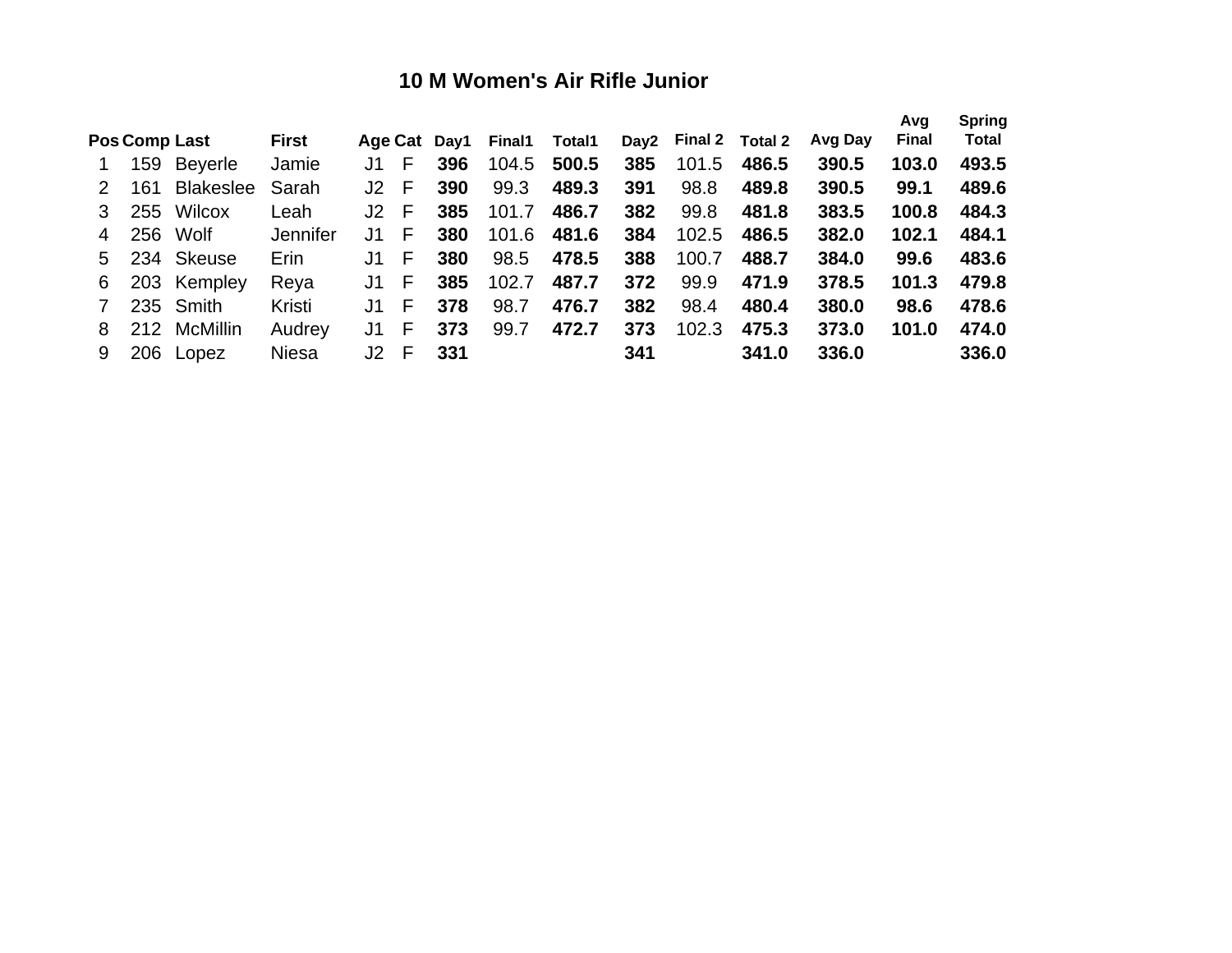# 10 M Women's Air Rifle Junior

| Pos | Comp | Last | First | Age | Cat | Day1 | Final1 | Total1 | Day2 | Final 2 | Total 2 | Avg Day | Avg Final | Spring Total |
|---|---|---|---|---|---|---|---|---|---|---|---|---|---|---|
| 1 | 159 | Beyerle | Jamie | J1 | F | **396** | 104.5 | **500.5** | **385** | 101.5 | **486.5** | **390.5** | **103.0** | **493.5** |
| 2 | 161 | Blakeslee | Sarah | J2 | F | **390** | 99.3 | **489.3** | **391** | 98.8 | **489.8** | **390.5** | **99.1** | **489.6** |
| 3 | 255 | Wilcox | Leah | J2 | F | **385** | 101.7 | **486.7** | **382** | 99.8 | **481.8** | **383.5** | **100.8** | **484.3** |
| 4 | 256 | Wolf | Jennifer | J1 | F | **380** | 101.6 | **481.6** | **384** | 102.5 | **486.5** | **382.0** | **102.1** | **484.1** |
| 5 | 234 | Skeuse | Erin | J1 | F | **380** | 98.5 | **478.5** | **388** | 100.7 | **488.7** | **384.0** | **99.6** | **483.6** |
| 6 | 203 | Kempley | Reya | J1 | F | **385** | 102.7 | **487.7** | **372** | 99.9 | **471.9** | **378.5** | **101.3** | **479.8** |
| 7 | 235 | Smith | Kristi | J1 | F | **378** | 98.7 | **476.7** | **382** | 98.4 | **480.4** | **380.0** | **98.6** | **478.6** |
| 8 | 212 | McMillin | Audrey | J1 | F | **373** | 99.7 | **472.7** | **373** | 102.3 | **475.3** | **373.0** | **101.0** | **474.0** |
| 9 | 206 | Lopez | Niesa | J2 | F | **331** | | | **341** | | **341.0** | **336.0** | | **336.0** |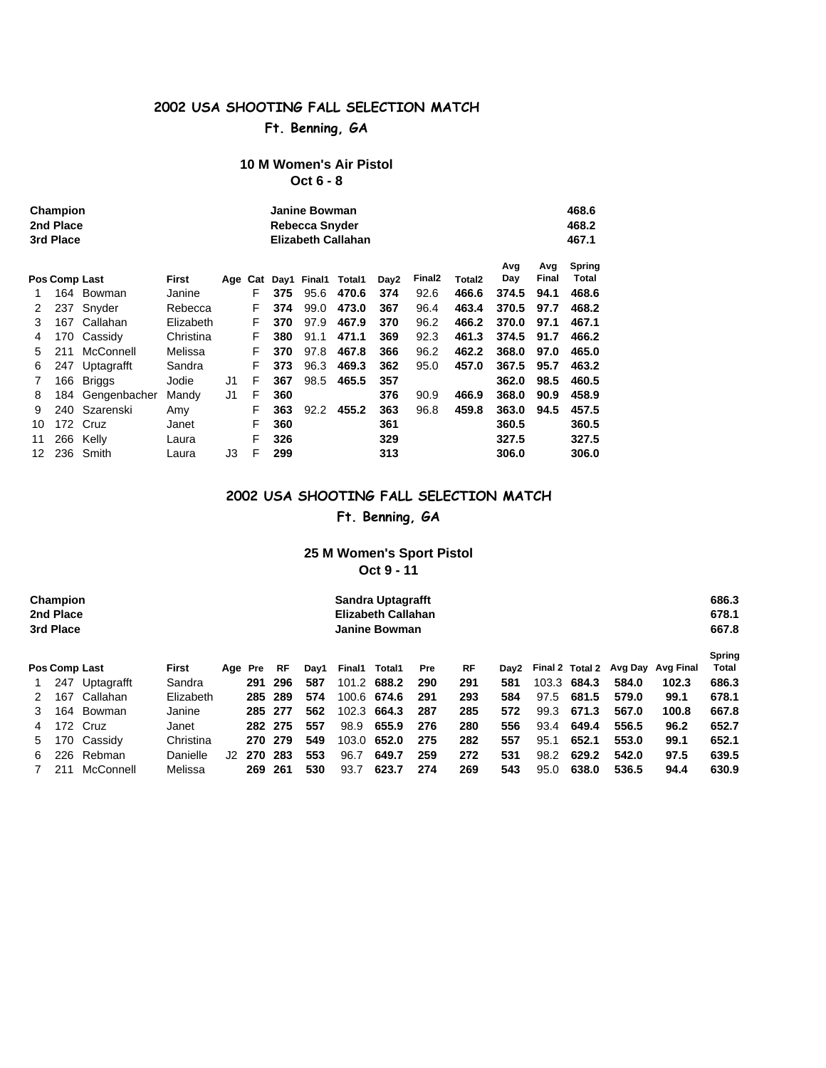## 2002 USA SHOOTING FALL SELECTION MATCH

### Ft. Benning, GA

### 10 M Women's Air Pistol

**Oct 6 - 8**

| | | |
|---|---|---|
| **Champion** | **Janine Bowman** | **468.6** |
| **2nd Place** | **Rebecca Snyder** | **468.2** |
| **3rd Place** | **Elizabeth Callahan** | **467.1** |

| Pos | Comp | Last | First | Age | Cat | Day1 | Final1 | Total1 | Day2 | Final2 | Total2 | Avg Day | Avg Final | Spring Total |
|---|---|---|---|---|---|---|---|---|---|---|---|---|---|---|
| 1 | 164 | Bowman | Janine | | F | **375** | 95.6 | **470.6** | **374** | 92.6 | **466.6** | **374.5** | **94.1** | **468.6** |
| 2 | 237 | Snyder | Rebecca | | F | **374** | 99.0 | **473.0** | **367** | 96.4 | **463.4** | **370.5** | **97.7** | **468.2** |
| 3 | 167 | Callahan | Elizabeth | | F | **370** | 97.9 | **467.9** | **370** | 96.2 | **466.2** | **370.0** | **97.1** | **467.1** |
| 4 | 170 | Cassidy | Christina | | F | **380** | 91.1 | **471.1** | **369** | 92.3 | **461.3** | **374.5** | **91.7** | **466.2** |
| 5 | 211 | McConnell | Melissa | | F | **370** | 97.8 | **467.8** | **366** | 96.2 | **462.2** | **368.0** | **97.0** | **465.0** |
| 6 | 247 | Uptagrafft | Sandra | | F | **373** | 96.3 | **469.3** | **362** | 95.0 | **457.0** | **367.5** | **95.7** | **463.2** |
| 7 | 166 | Briggs | Jodie | J1 | F | **367** | 98.5 | **465.5** | **357** | | | **362.0** | **98.5** | **460.5** |
| 8 | 184 | Gengenbacher | Mandy | J1 | F | **360** | | | **376** | 90.9 | **466.9** | **368.0** | **90.9** | **458.9** |
| 9 | 240 | Szarenski | Amy | | F | **363** | 92.2 | **455.2** | **363** | 96.8 | **459.8** | **363.0** | **94.5** | **457.5** |
| 10 | 172 | Cruz | Janet | | F | **360** | | | **361** | | | **360.5** | | **360.5** |
| 11 | 266 | Kelly | Laura | | F | **326** | | | **329** | | | **327.5** | | **327.5** |
| 12 | 236 | Smith | Laura | J3 | F | **299** | | | **313** | | | **306.0** | | **306.0** |

## 2002 USA SHOOTING FALL SELECTION MATCH

### Ft. Benning, GA

### 25 M Women's Sport Pistol

**Oct 9 - 11**

| | | |
|---|---|---|
| **Champion** | **Sandra Uptagrafft** | **686.3** |
| **2nd Place** | **Elizabeth Callahan** | **678.1** |
| **3rd Place** | **Janine Bowman** | **667.8** |

| Pos | Comp | Last | First | Age | Pre | RF | Day1 | Final1 | Total1 | Pre | RF | Day2 | Final 2 | Total 2 | Avg Day | Avg Final | Spring Total |
|---|---|---|---|---|---|---|---|---|---|---|---|---|---|---|---|---|---|
| 1 | 247 | Uptagrafft | Sandra | | **291** | **296** | **587** | 101.2 | **688.2** | **290** | **291** | **581** | 103.3 | **684.3** | **584.0** | **102.3** | **686.3** |
| 2 | 167 | Callahan | Elizabeth | | **285** | **289** | **574** | 100.6 | **674.6** | **291** | **293** | **584** | 97.5 | **681.5** | **579.0** | **99.1** | **678.1** |
| 3 | 164 | Bowman | Janine | | **285** | **277** | **562** | 102.3 | **664.3** | **287** | **285** | **572** | 99.3 | **671.3** | **567.0** | **100.8** | **667.8** |
| 4 | 172 | Cruz | Janet | | **282** | **275** | **557** | 98.9 | **655.9** | **276** | **280** | **556** | 93.4 | **649.4** | **556.5** | **96.2** | **652.7** |
| 5 | 170 | Cassidy | Christina | | **270** | **279** | **549** | 103.0 | **652.0** | **275** | **282** | **557** | 95.1 | **652.1** | **553.0** | **99.1** | **652.1** |
| 6 | 226 | Rebman | Danielle | J2 | **270** | **283** | **553** | 96.7 | **649.7** | **259** | **272** | **531** | 98.2 | **629.2** | **542.0** | **97.5** | **639.5** |
| 7 | 211 | McConnell | Melissa | | **269** | **261** | **530** | 93.7 | **623.7** | **274** | **269** | **543** | 95.0 | **638.0** | **536.5** | **94.4** | **630.9** |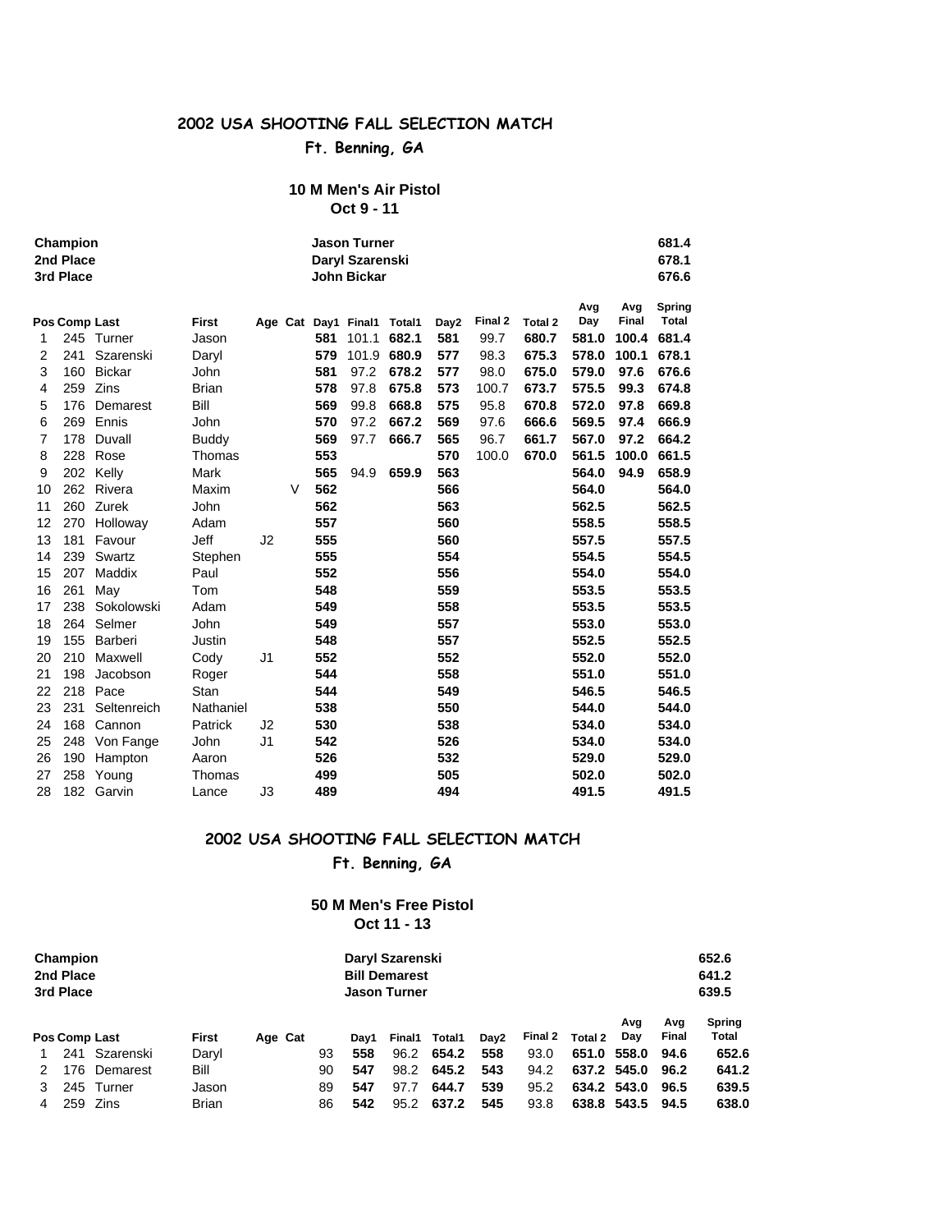## 2002 USA SHOOTING FALL SELECTION MATCH

### Ft. Benning, GA

#### 10 M Men's Air Pistol

**Oct 9 - 11**

| | | |
|---|---|---|
| **Champion** | **Jason Turner** | **681.4** |
| **2nd Place** | **Daryl Szarenski** | **678.1** |
| **3rd Place** | **John Bickar** | **676.6** |

| Pos | Comp | Last | First | Age | Cat | Day1 | Final1 | Total1 | Day2 | Final 2 | Total 2 | Avg Day | Avg Final | Spring Total |
|---|---|---|---|---|---|---|---|---|---|---|---|---|---|---|
| 1 | 245 | Turner | Jason | | | **581** | 101.1 | **682.1** | **581** | 99.7 | **680.7** | **581.0** | **100.4** | **681.4** |
| 2 | 241 | Szarenski | Daryl | | | **579** | 101.9 | **680.9** | **577** | 98.3 | **675.3** | **578.0** | **100.1** | **678.1** |
| 3 | 160 | Bickar | John | | | **581** | 97.2 | **678.2** | **577** | 98.0 | **675.0** | **579.0** | **97.6** | **676.6** |
| 4 | 259 | Zins | Brian | | | **578** | 97.8 | **675.8** | **573** | 100.7 | **673.7** | **575.5** | **99.3** | **674.8** |
| 5 | 176 | Demarest | Bill | | | **569** | 99.8 | **668.8** | **575** | 95.8 | **670.8** | **572.0** | **97.8** | **669.8** |
| 6 | 269 | Ennis | John | | | **570** | 97.2 | **667.2** | **569** | 97.6 | **666.6** | **569.5** | **97.4** | **666.9** |
| 7 | 178 | Duvall | Buddy | | | **569** | 97.7 | **666.7** | **565** | 96.7 | **661.7** | **567.0** | **97.2** | **664.2** |
| 8 | 228 | Rose | Thomas | | | **553** | | | **570** | 100.0 | **670.0** | **561.5** | **100.0** | **661.5** |
| 9 | 202 | Kelly | Mark | | | **565** | 94.9 | **659.9** | **563** | | | **564.0** | **94.9** | **658.9** |
| 10 | 262 | Rivera | Maxim | | V | **562** | | | **566** | | | **564.0** | | **564.0** |
| 11 | 260 | Zurek | John | | | **562** | | | **563** | | | **562.5** | | **562.5** |
| 12 | 270 | Holloway | Adam | | | **557** | | | **560** | | | **558.5** | | **558.5** |
| 13 | 181 | Favour | Jeff | J2 | | **555** | | | **560** | | | **557.5** | | **557.5** |
| 14 | 239 | Swartz | Stephen | | | **555** | | | **554** | | | **554.5** | | **554.5** |
| 15 | 207 | Maddix | Paul | | | **552** | | | **556** | | | **554.0** | | **554.0** |
| 16 | 261 | May | Tom | | | **548** | | | **559** | | | **553.5** | | **553.5** |
| 17 | 238 | Sokolowski | Adam | | | **549** | | | **558** | | | **553.5** | | **553.5** |
| 18 | 264 | Selmer | John | | | **549** | | | **557** | | | **553.0** | | **553.0** |
| 19 | 155 | Barberi | Justin | | | **548** | | | **557** | | | **552.5** | | **552.5** |
| 20 | 210 | Maxwell | Cody | J1 | | **552** | | | **552** | | | **552.0** | | **552.0** |
| 21 | 198 | Jacobson | Roger | | | **544** | | | **558** | | | **551.0** | | **551.0** |
| 22 | 218 | Pace | Stan | | | **544** | | | **549** | | | **546.5** | | **546.5** |
| 23 | 231 | Seltenreich | Nathaniel | | | **538** | | | **550** | | | **544.0** | | **544.0** |
| 24 | 168 | Cannon | Patrick | J2 | | **530** | | | **538** | | | **534.0** | | **534.0** |
| 25 | 248 | Von Fange | John | J1 | | **542** | | | **526** | | | **534.0** | | **534.0** |
| 26 | 190 | Hampton | Aaron | | | **526** | | | **532** | | | **529.0** | | **529.0** |
| 27 | 258 | Young | Thomas | | | **499** | | | **505** | | | **502.0** | | **502.0** |
| 28 | 182 | Garvin | Lance | J3 | | **489** | | | **494** | | | **491.5** | | **491.5** |

## 2002 USA SHOOTING FALL SELECTION MATCH

### Ft. Benning, GA

#### 50 M Men's Free Pistol

**Oct 11 - 13**

| | | |
|---|---|---|
| **Champion** | **Daryl Szarenski** | **652.6** |
| **2nd Place** | **Bill Demarest** | **641.2** |
| **3rd Place** | **Jason Turner** | **639.5** |

| Pos | Comp | Last | First | Age | Cat | | Day1 | Final1 | Total1 | Day2 | Final 2 | Total 2 | Avg Day | Avg Final | Spring Total |
|---|---|---|---|---|---|---|---|---|---|---|---|---|---|---|---|
| 1 | 241 | Szarenski | Daryl | | | 93 | **558** | 96.2 | **654.2** | **558** | 93.0 | **651.0** | **558.0** | **94.6** | **652.6** |
| 2 | 176 | Demarest | Bill | | | 90 | **547** | 98.2 | **645.2** | **543** | 94.2 | **637.2** | **545.0** | **96.2** | **641.2** |
| 3 | 245 | Turner | Jason | | | 89 | **547** | 97.7 | **644.7** | **539** | 95.2 | **634.2** | **543.0** | **96.5** | **639.5** |
| 4 | 259 | Zins | Brian | | | 86 | **542** | 95.2 | **637.2** | **545** | 93.8 | **638.8** | **543.5** | **94.5** | **638.0** |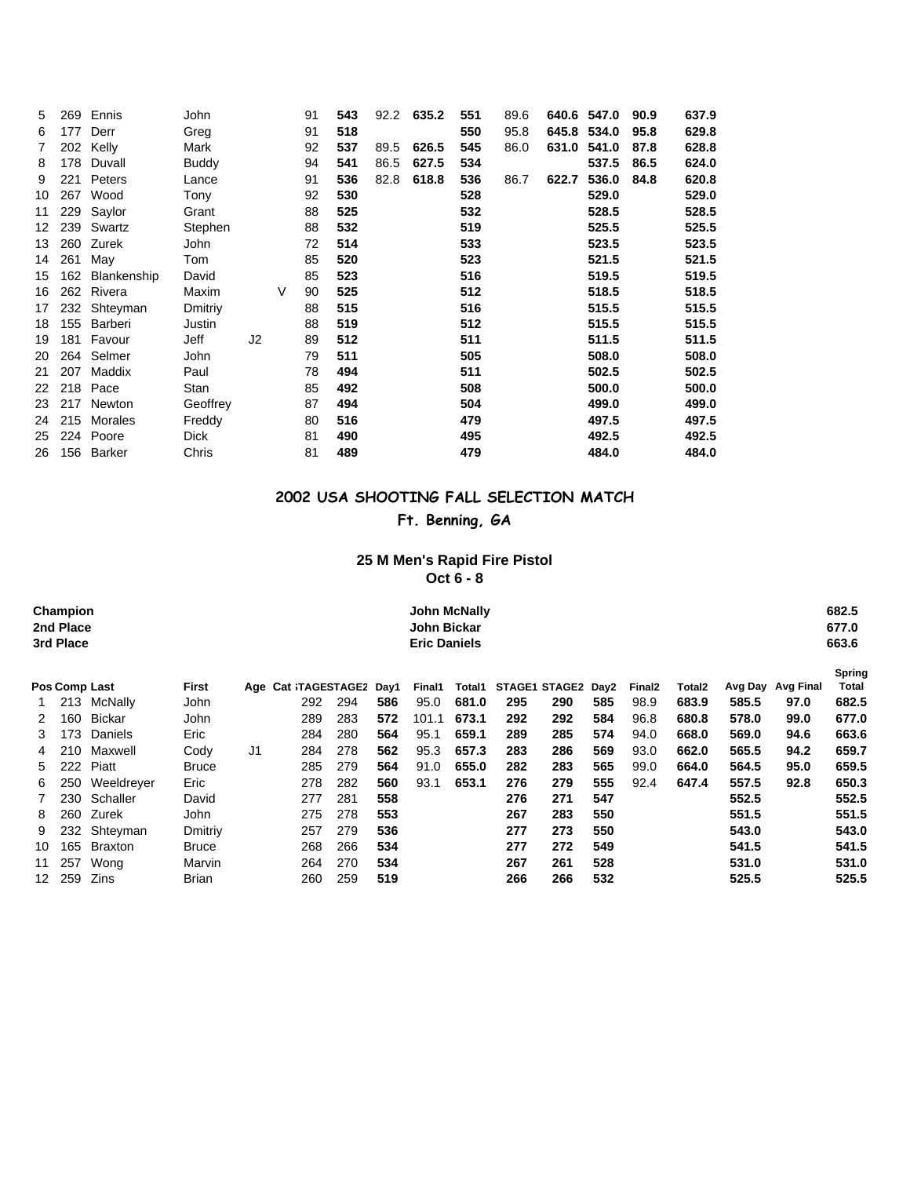| | | | | | | | | | | | | | | | | |
|---|---|---|---|---|---|---|---|---|---|---|---|---|---|---|---|---|
| 5 | 269 | Ennis | John | | | 91 | 543 | 92.2 | 635.2 | 551 | 89.6 | 640.6 | 547.0 | 90.9 | 637.9 |
| 6 | 177 | Derr | Greg | | | 91 | 518 | | | 550 | 95.8 | 645.8 | 534.0 | 95.8 | 629.8 |
| 7 | 202 | Kelly | Mark | | | 92 | 537 | 89.5 | 626.5 | 545 | 86.0 | 631.0 | 541.0 | 87.8 | 628.8 |
| 8 | 178 | Duvall | Buddy | | | 94 | 541 | 86.5 | 627.5 | 534 | | | 537.5 | 86.5 | 624.0 |
| 9 | 221 | Peters | Lance | | | 91 | 536 | 82.8 | 618.8 | 536 | 86.7 | 622.7 | 536.0 | 84.8 | 620.8 |
| 10 | 267 | Wood | Tony | | | 92 | 530 | | | 528 | | | 529.0 | | 529.0 |
| 11 | 229 | Saylor | Grant | | | 88 | 525 | | | 532 | | | 528.5 | | 528.5 |
| 12 | 239 | Swartz | Stephen | | | 88 | 532 | | | 519 | | | 525.5 | | 525.5 |
| 13 | 260 | Zurek | John | | | 72 | 514 | | | 533 | | | 523.5 | | 523.5 |
| 14 | 261 | May | Tom | | | 85 | 520 | | | 523 | | | 521.5 | | 521.5 |
| 15 | 162 | Blankenship | David | | | 85 | 523 | | | 516 | | | 519.5 | | 519.5 |
| 16 | 262 | Rivera | Maxim | | V | 90 | 525 | | | 512 | | | 518.5 | | 518.5 |
| 17 | 232 | Shteyman | Dmitriy | | | 88 | 515 | | | 516 | | | 515.5 | | 515.5 |
| 18 | 155 | Barberi | Justin | | | 88 | 519 | | | 512 | | | 515.5 | | 515.5 |
| 19 | 181 | Favour | Jeff | J2 | | 89 | 512 | | | 511 | | | 511.5 | | 511.5 |
| 20 | 264 | Selmer | John | | | 79 | 511 | | | 505 | | | 508.0 | | 508.0 |
| 21 | 207 | Maddix | Paul | | | 78 | 494 | | | 511 | | | 502.5 | | 502.5 |
| 22 | 218 | Pace | Stan | | | 85 | 492 | | | 508 | | | 500.0 | | 500.0 |
| 23 | 217 | Newton | Geoffrey | | | 87 | 494 | | | 504 | | | 499.0 | | 499.0 |
| 24 | 215 | Morales | Freddy | | | 80 | 516 | | | 479 | | | 497.5 | | 497.5 |
| 25 | 224 | Poore | Dick | | | 81 | 490 | | | 495 | | | 492.5 | | 492.5 |
| 26 | 156 | Barker | Chris | | | 81 | 489 | | | 479 | | | 484.0 | | 484.0 |

## 2002 USA SHOOTING FALL SELECTION MATCH

### Ft. Benning, GA

### 25 M Men's Rapid Fire Pistol
**Oct 6 - 8**

| | | |
|---|---|---|
| **Champion** | **John McNally** | **682.5** |
| **2nd Place** | **John Bickar** | **677.0** |
| **3rd Place** | **Eric Daniels** | **663.6** |

| Pos | Comp | Last | First | Age | Cat | STAGE1 | STAGE2 | Day1 | Final1 | Total1 | STAGE1 | STAGE2 | Day2 | Final2 | Total2 | Avg Day | Avg Final | Spring Total |
|---|---|---|---|---|---|---|---|---|---|---|---|---|---|---|---|---|---|---|
| 1 | 213 | McNally | John | | | 292 | 294 | 586 | 95.0 | 681.0 | 295 | 290 | 585 | 98.9 | 683.9 | 585.5 | 97.0 | 682.5 |
| 2 | 160 | Bickar | John | | | 289 | 283 | 572 | 101.1 | 673.1 | 292 | 292 | 584 | 96.8 | 680.8 | 578.0 | 99.0 | 677.0 |
| 3 | 173 | Daniels | Eric | | | 284 | 280 | 564 | 95.1 | 659.1 | 289 | 285 | 574 | 94.0 | 668.0 | 569.0 | 94.6 | 663.6 |
| 4 | 210 | Maxwell | Cody | J1 | | 284 | 278 | 562 | 95.3 | 657.3 | 283 | 286 | 569 | 93.0 | 662.0 | 565.5 | 94.2 | 659.7 |
| 5 | 222 | Piatt | Bruce | | | 285 | 279 | 564 | 91.0 | 655.0 | 282 | 283 | 565 | 99.0 | 664.0 | 564.5 | 95.0 | 659.5 |
| 6 | 250 | Weeldreyer | Eric | | | 278 | 282 | 560 | 93.1 | 653.1 | 276 | 279 | 555 | 92.4 | 647.4 | 557.5 | 92.8 | 650.3 |
| 7 | 230 | Schaller | David | | | 277 | 281 | 558 | | | 276 | 271 | 547 | | | 552.5 | | 552.5 |
| 8 | 260 | Zurek | John | | | 275 | 278 | 553 | | | 267 | 283 | 550 | | | 551.5 | | 551.5 |
| 9 | 232 | Shteyman | Dmitriy | | | 257 | 279 | 536 | | | 277 | 273 | 550 | | | 543.0 | | 543.0 |
| 10 | 165 | Braxton | Bruce | | | 268 | 266 | 534 | | | 277 | 272 | 549 | | | 541.5 | | 541.5 |
| 11 | 257 | Wong | Marvin | | | 264 | 270 | 534 | | | 267 | 261 | 528 | | | 531.0 | | 531.0 |
| 12 | 259 | Zins | Brian | | | 260 | 259 | 519 | | | 266 | 266 | 532 | | | 525.5 | | 525.5 |